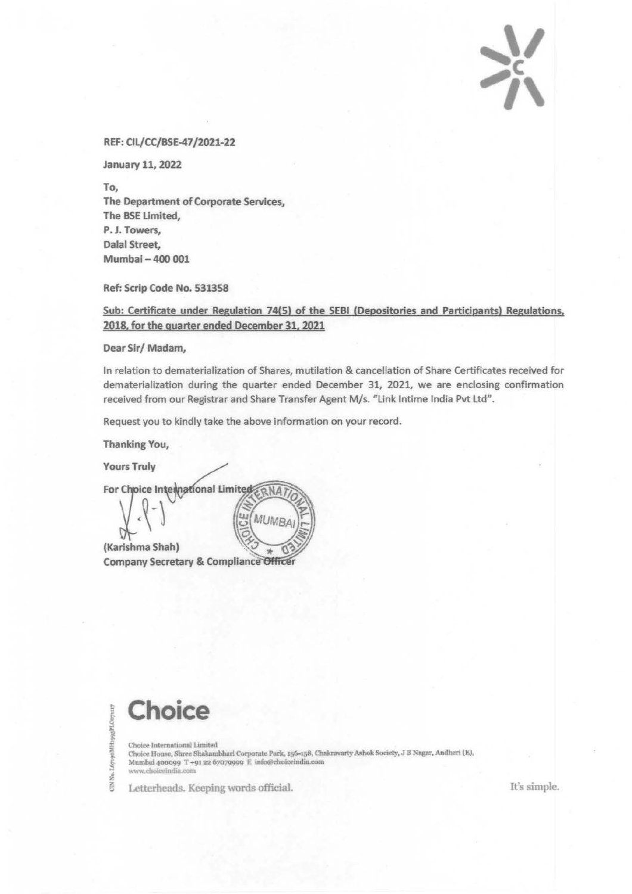REF: CIL/CC/BSE-47/2021-22

January 11, 2022

To,
The Department of Corporate Services,
The BSE Limited,
P. J. Towers,
Dalal Street,
Mumbai – 400 001

Ref: Scrip Code No. 531358

**Sub: Certificate under Regulation 74(5) of the SEBI (Depositories and Participants) Regulations, 2018, for the quarter ended December 31, 2021**

Dear Sir/ Madam,

In relation to dematerialization of Shares, mutilation & cancellation of Share Certificates received for dematerialization during the quarter ended December 31, 2021, we are enclosing confirmation received from our Registrar and Share Transfer Agent M/s. "Link Intime India Pvt Ltd".

Request you to kindly take the above information on your record.

Thanking You,

Yours Truly

For Choice International Limited

(Karishma Shah)
Company Secretary & Compliance Officer

**Choice**

Choice International Limited
Choice House, Shree Shakambhari Corporate Park, 156-158, Chakravarty Ashok Society, J B Nagar, Andheri (E), Mumbai 400099 T +91 22 67079999 E info@choiceindia.com
www.choiceindia.com

CIN No. L67190MH1993PLC071117

Letterheads. Keeping words official.

It's simple.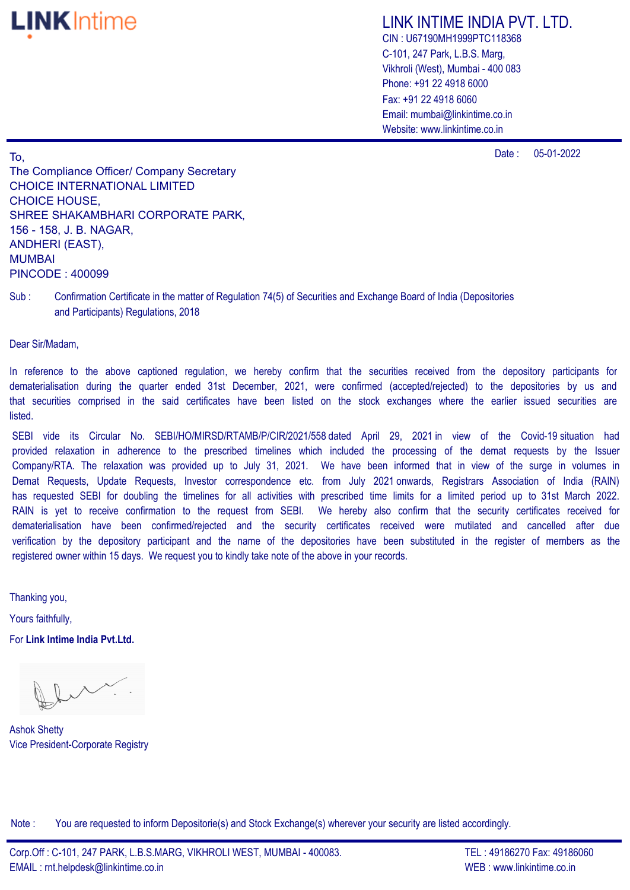**LINK** Intime

LINK INTIME INDIA PVT. LTD.
CIN : U67190MH1999PTC118368
C-101, 247 Park, L.B.S. Marg,
Vikhroli (West), Mumbai - 400 083
Phone: +91 22 4918 6000
Fax: +91 22 4918 6060
Email: mumbai@linkintime.co.in
Website: www.linkintime.co.in

Date : 05-01-2022

To,
The Compliance Officer/ Company Secretary
CHOICE INTERNATIONAL LIMITED
CHOICE HOUSE,
SHREE SHAKAMBHARI CORPORATE PARK,
156 - 158, J. B. NAGAR,
ANDHERI (EAST),
MUMBAI
PINCODE : 400099

Sub : Confirmation Certificate in the matter of Regulation 74(5) of Securities and Exchange Board of India (Depositories and Participants) Regulations, 2018

Dear Sir/Madam,

In reference to the above captioned regulation, we hereby confirm that the securities received from the depository participants for dematerialisation during the quarter ended 31st December, 2021, were confirmed (accepted/rejected) to the depositories by us and that securities comprised in the said certificates have been listed on the stock exchanges where the earlier issued securities are listed.

SEBI vide its Circular No. SEBI/HO/MIRSD/RTAMB/P/CIR/2021/558 dated April 29, 2021 in view of the Covid-19 situation had provided relaxation in adherence to the prescribed timelines which included the processing of the demat requests by the Issuer Company/RTA. The relaxation was provided up to July 31, 2021. We have been informed that in view of the surge in volumes in Demat Requests, Update Requests, Investor correspondence etc. from July 2021 onwards, Registrars Association of India (RAIN) has requested SEBI for doubling the timelines for all activities with prescribed time limits for a limited period up to 31st March 2022. RAIN is yet to receive confirmation to the request from SEBI. We hereby also confirm that the security certificates received for dematerialisation have been confirmed/rejected and the security certificates received were mutilated and cancelled after due verification by the depository participant and the name of the depositories have been substituted in the register of members as the registered owner within 15 days. We request you to kindly take note of the above in your records.

Thanking you,

Yours faithfully,

For **Link Intime India Pvt.Ltd.**

Ashok Shetty
Vice President-Corporate Registry

Note : You are requested to inform Depositorie(s) and Stock Exchange(s) wherever your security are listed accordingly.

Corp.Off : C-101, 247 PARK, L.B.S.MARG, VIKHROLI WEST, MUMBAI - 400083.
EMAIL : rnt.helpdesk@linkintime.co.in
TEL : 49186270 Fax: 49186060
WEB : www.linkintime.co.in